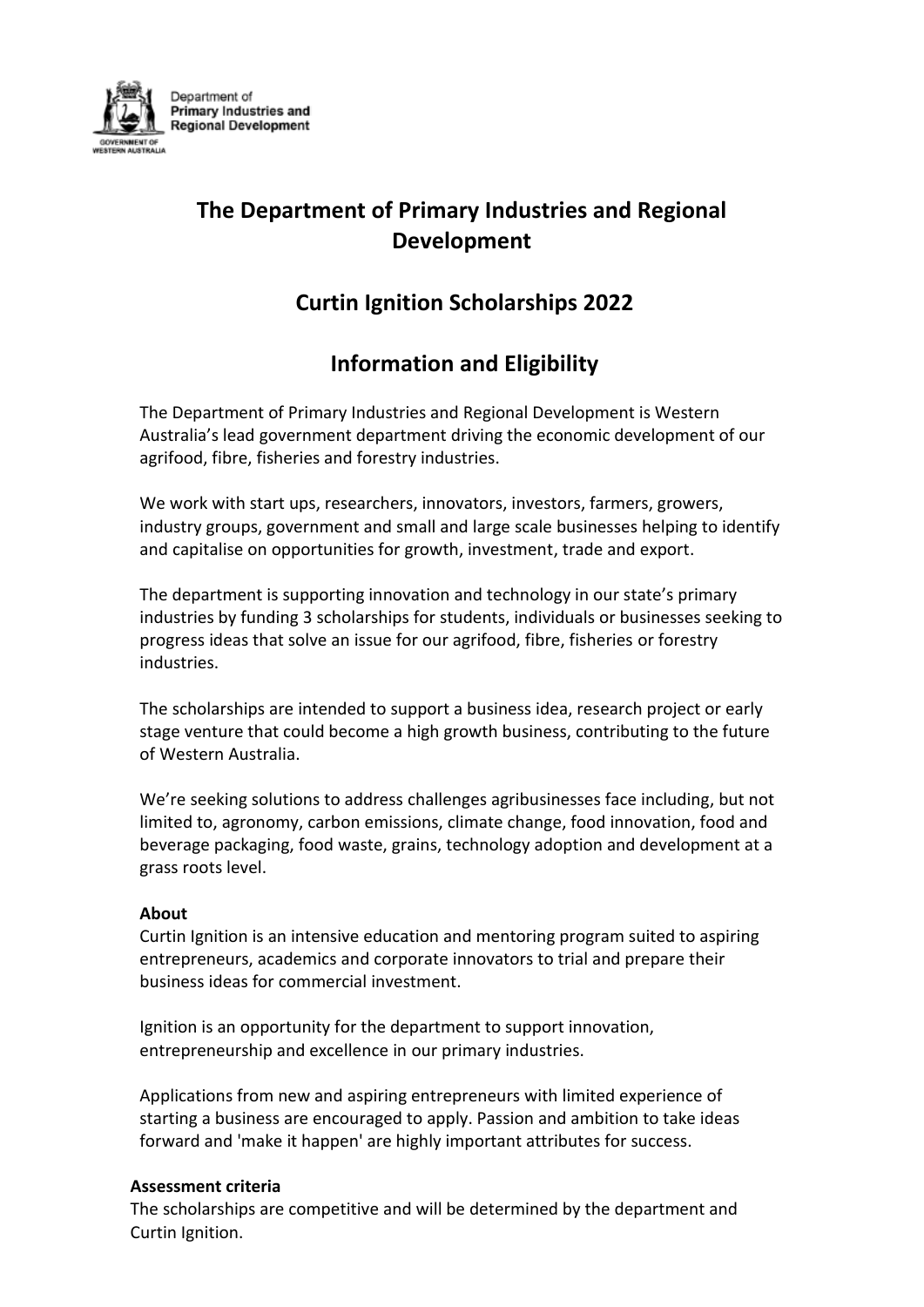# The Department of Primary Industries and Regional Development

## Curtin Ignition Scholarships 2022

## Information and Eligibility

The Department of Primary Industries and Regional Development is Western Australia's lead government department driving the economic development of our agrifood, fibre, fisheries and forestry industries.

We work with start ups, researchers, innovators, investors, farmers, growers, industry groups, government and small and large scale businesses helping to identify and capitalise on opportunities for growth, investment, trade and export.

The department is supporting innovation and technology in our state's primary industries by funding 3 scholarships for students, individuals or businesses seeking to progress ideas that solve an issue for our agrifood, fibre, fisheries or forestry industries.

The scholarships are intended to support a business idea, research project or early stage venture that could become a high growth business, contributing to the future of Western Australia.

We're seeking solutions to address challenges agribusinesses face including, but not limited to, agronomy, carbon emissions, climate change, food innovation, food and beverage packaging, food waste, grains, technology adoption and development at a grass roots level.

**About**

Curtin Ignition is an intensive education and mentoring program suited to aspiring entrepreneurs, academics and corporate innovators to trial and prepare their business ideas for commercial investment.

Ignition is an opportunity for the department to support innovation, entrepreneurship and excellence in our primary industries.

Applications from new and aspiring entrepreneurs with limited experience of starting a business are encouraged to apply. Passion and ambition to take ideas forward and 'make it happen' are highly important attributes for success.

**Assessment criteria**

The scholarships are competitive and will be determined by the department and Curtin Ignition.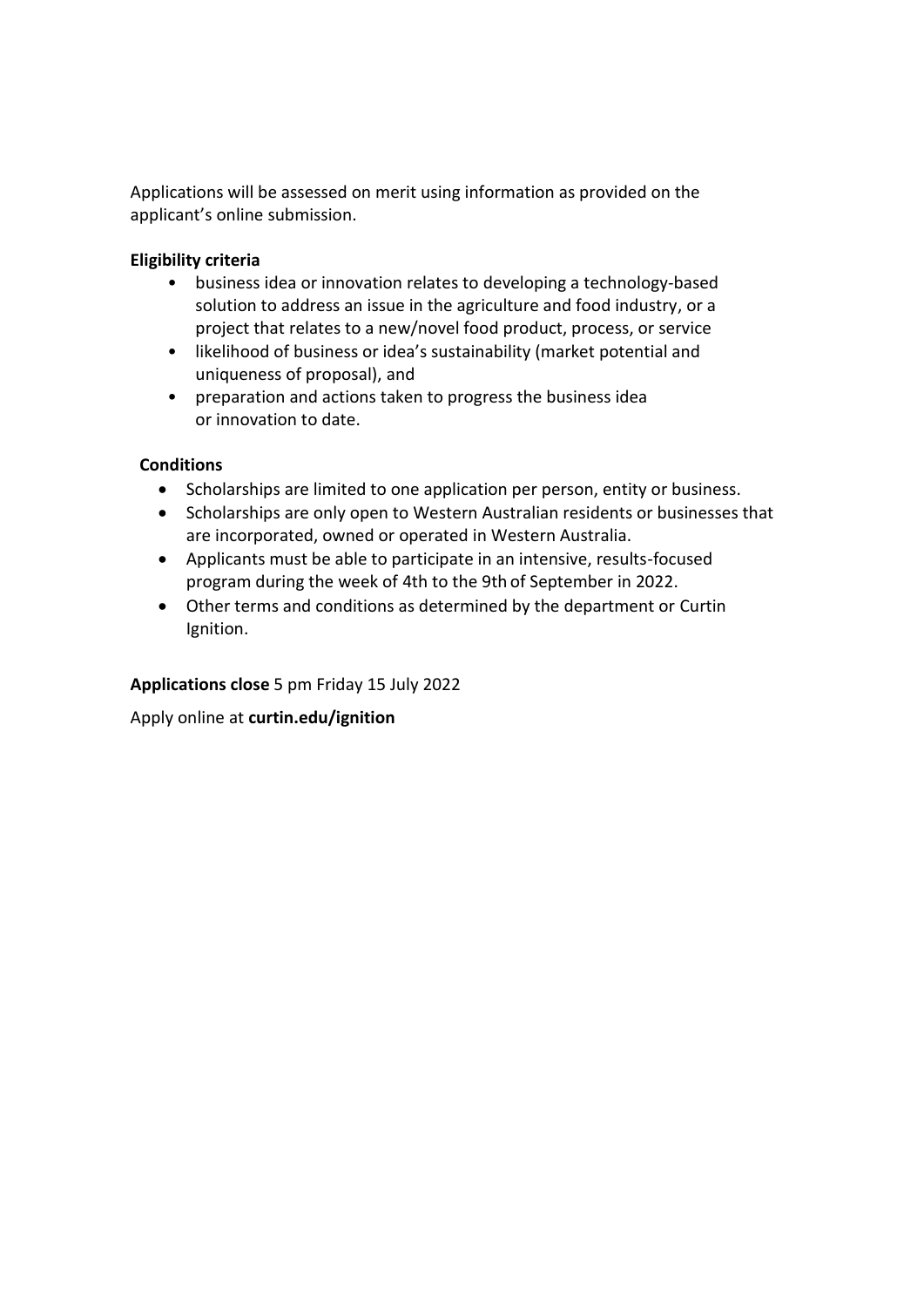Applications will be assessed on merit using information as provided on the applicant's online submission.

**Eligibility criteria**

- business idea or innovation relates to developing a technology-based solution to address an issue in the agriculture and food industry, or a project that relates to a new/novel food product, process, or service
- likelihood of business or idea's sustainability (market potential and uniqueness of proposal), and
- preparation and actions taken to progress the business idea or innovation to date.

**Conditions**

- Scholarships are limited to one application per person, entity or business.
- Scholarships are only open to Western Australian residents or businesses that are incorporated, owned or operated in Western Australia.
- Applicants must be able to participate in an intensive, results-focused program during the week of 4th to the 9th of September in 2022.
- Other terms and conditions as determined by the department or Curtin Ignition.

**Applications close** 5 pm Friday 15 July 2022

Apply online at **curtin.edu/ignition**